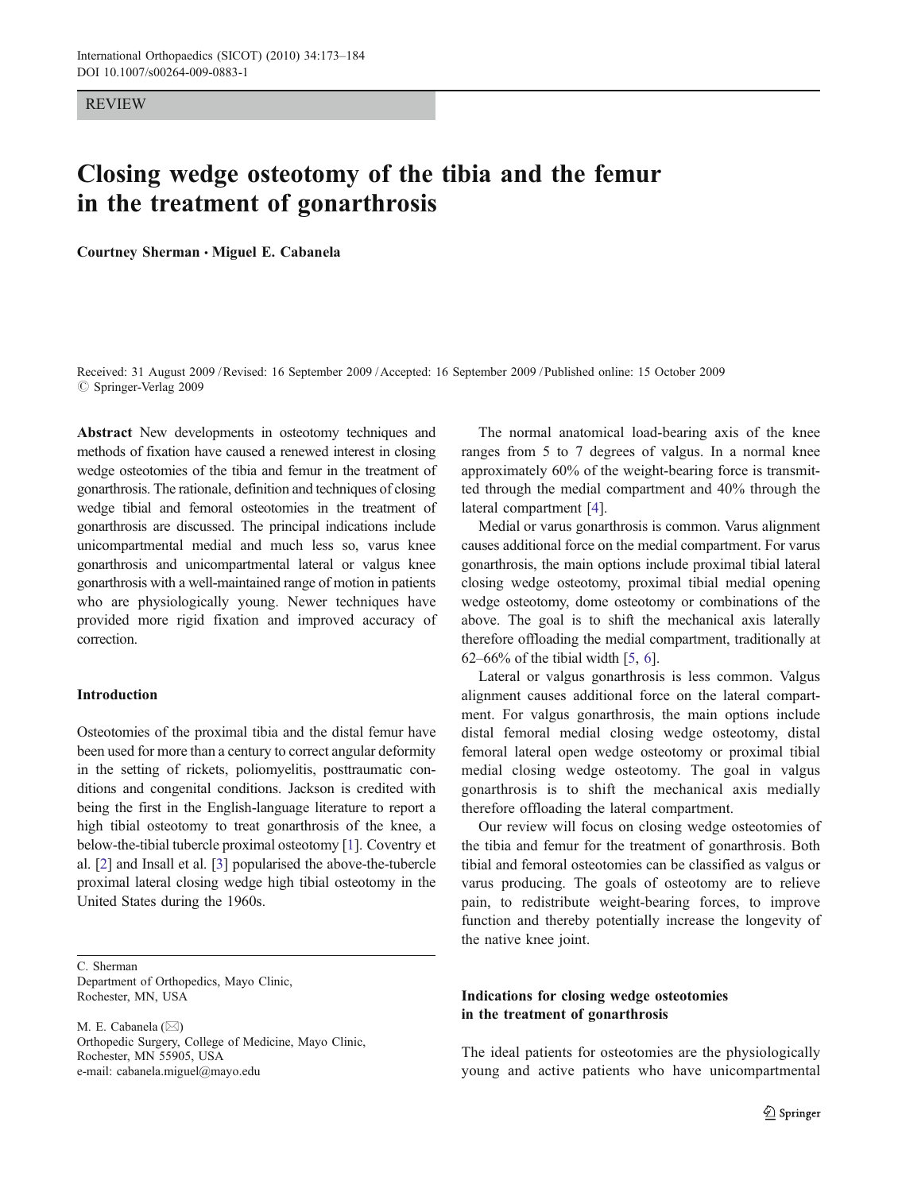REVIEW

# Closing wedge osteotomy of the tibia and the femur in the treatment of gonarthrosis

**Courtney Sherman · Miguel E. Cabanela**

Received: 31 August 2009 / Revised: 16 September 2009 / Accepted: 16 September 2009 / Published online: 15 October 2009
© Springer-Verlag 2009

**Abstract** New developments in osteotomy techniques and methods of fixation have caused a renewed interest in closing wedge osteotomies of the tibia and femur in the treatment of gonarthrosis. The rationale, definition and techniques of closing wedge tibial and femoral osteotomies in the treatment of gonarthrosis are discussed. The principal indications include unicompartmental medial and much less so, varus knee gonarthrosis and unicompartmental lateral or valgus knee gonarthrosis with a well-maintained range of motion in patients who are physiologically young. Newer techniques have provided more rigid fixation and improved accuracy of correction.

## Introduction

Osteotomies of the proximal tibia and the distal femur have been used for more than a century to correct angular deformity in the setting of rickets, poliomyelitis, posttraumatic conditions and congenital conditions. Jackson is credited with being the first in the English-language literature to report a high tibial osteotomy to treat gonarthrosis of the knee, a below-the-tibial tubercle proximal osteotomy [1]. Coventry et al. [2] and Insall et al. [3] popularised the above-the-tubercle proximal lateral closing wedge high tibial osteotomy in the United States during the 1960s.

The normal anatomical load-bearing axis of the knee ranges from 5 to 7 degrees of valgus. In a normal knee approximately 60% of the weight-bearing force is transmitted through the medial compartment and 40% through the lateral compartment [4].

Medial or varus gonarthrosis is common. Varus alignment causes additional force on the medial compartment. For varus gonarthrosis, the main options include proximal tibial lateral closing wedge osteotomy, proximal tibial medial opening wedge osteotomy, dome osteotomy or combinations of the above. The goal is to shift the mechanical axis laterally therefore offloading the medial compartment, traditionally at 62–66% of the tibial width [5, 6].

Lateral or valgus gonarthrosis is less common. Valgus alignment causes additional force on the lateral compartment. For valgus gonarthrosis, the main options include distal femoral medial closing wedge osteotomy, distal femoral lateral open wedge osteotomy or proximal tibial medial closing wedge osteotomy. The goal in valgus gonarthrosis is to shift the mechanical axis medially therefore offloading the lateral compartment.

Our review will focus on closing wedge osteotomies of the tibia and femur for the treatment of gonarthrosis. Both tibial and femoral osteotomies can be classified as valgus or varus producing. The goals of osteotomy are to relieve pain, to redistribute weight-bearing forces, to improve function and thereby potentially increase the longevity of the native knee joint.

## Indications for closing wedge osteotomies in the treatment of gonarthrosis

The ideal patients for osteotomies are the physiologically young and active patients who have unicompartmental

---

C. Sherman
Department of Orthopedics, Mayo Clinic,
Rochester, MN, USA

M. E. Cabanela (✉)
Orthopedic Surgery, College of Medicine, Mayo Clinic,
Rochester, MN 55905, USA
e-mail: cabanela.miguel@mayo.edu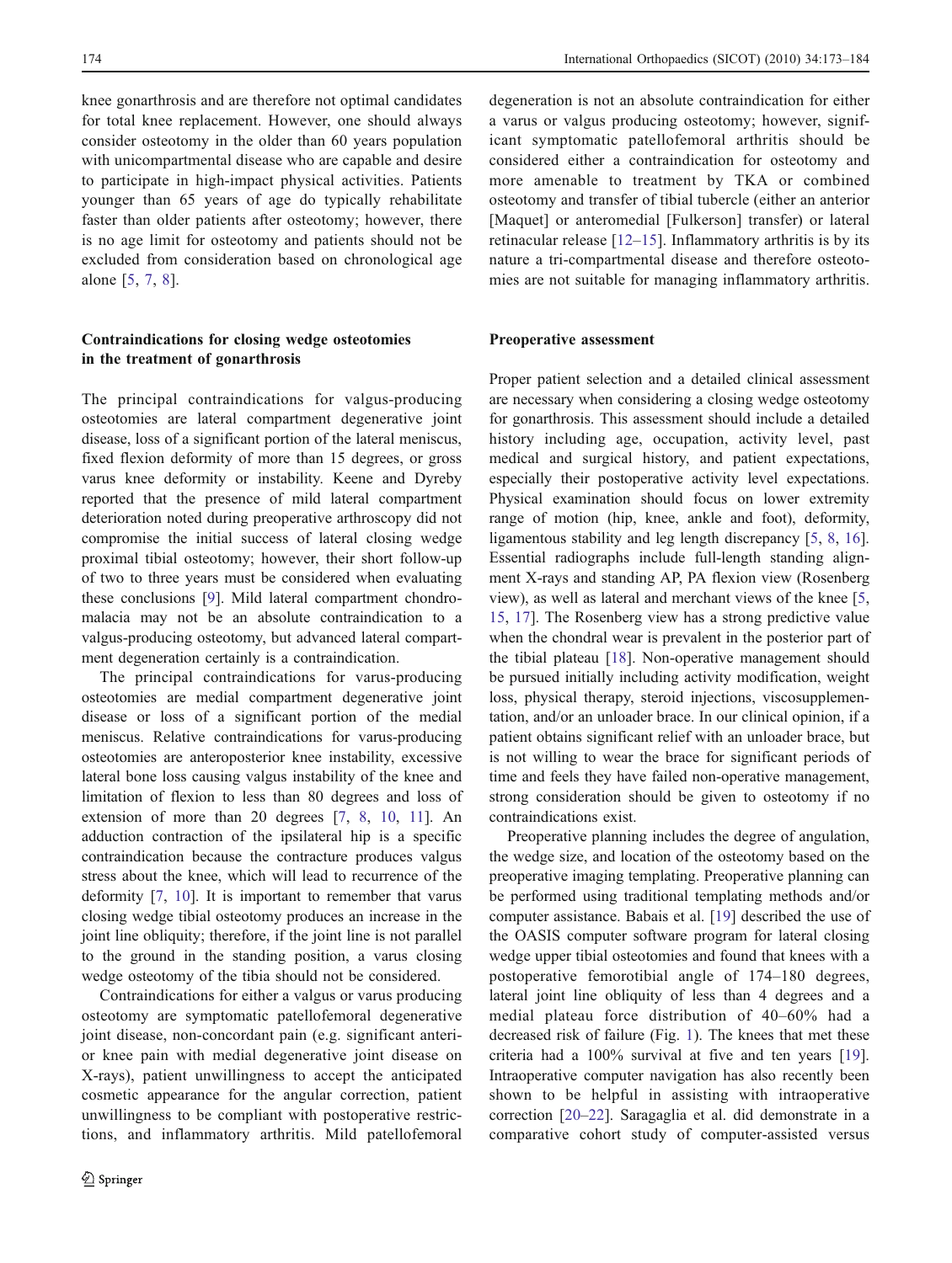knee gonarthrosis and are therefore not optimal candidates for total knee replacement. However, one should always consider osteotomy in the older than 60 years population with unicompartmental disease who are capable and desire to participate in high-impact physical activities. Patients younger than 65 years of age do typically rehabilitate faster than older patients after osteotomy; however, there is no age limit for osteotomy and patients should not be excluded from consideration based on chronological age alone [5, 7, 8].

## Contraindications for closing wedge osteotomies in the treatment of gonarthrosis

The principal contraindications for valgus-producing osteotomies are lateral compartment degenerative joint disease, loss of a significant portion of the lateral meniscus, fixed flexion deformity of more than 15 degrees, or gross varus knee deformity or instability. Keene and Dyreby reported that the presence of mild lateral compartment deterioration noted during preoperative arthroscopy did not compromise the initial success of lateral closing wedge proximal tibial osteotomy; however, their short follow-up of two to three years must be considered when evaluating these conclusions [9]. Mild lateral compartment chondromalacia may not be an absolute contraindication to a valgus-producing osteotomy, but advanced lateral compartment degeneration certainly is a contraindication.

The principal contraindications for varus-producing osteotomies are medial compartment degenerative joint disease or loss of a significant portion of the medial meniscus. Relative contraindications for varus-producing osteotomies are anteroposterior knee instability, excessive lateral bone loss causing valgus instability of the knee and limitation of flexion to less than 80 degrees and loss of extension of more than 20 degrees [7, 8, 10, 11]. An adduction contraction of the ipsilateral hip is a specific contraindication because the contracture produces valgus stress about the knee, which will lead to recurrence of the deformity [7, 10]. It is important to remember that varus closing wedge tibial osteotomy produces an increase in the joint line obliquity; therefore, if the joint line is not parallel to the ground in the standing position, a varus closing wedge osteotomy of the tibia should not be considered.

Contraindications for either a valgus or varus producing osteotomy are symptomatic patellofemoral degenerative joint disease, non-concordant pain (e.g. significant anterior knee pain with medial degenerative joint disease on X-rays), patient unwillingness to accept the anticipated cosmetic appearance for the angular correction, patient unwillingness to be compliant with postoperative restrictions, and inflammatory arthritis. Mild patellofemoral degeneration is not an absolute contraindication for either a varus or valgus producing osteotomy; however, significant symptomatic patellofemoral arthritis should be considered either a contraindication for osteotomy and more amenable to treatment by TKA or combined osteotomy and transfer of tibial tubercle (either an anterior [Maquet] or anteromedial [Fulkerson] transfer) or lateral retinacular release [12–15]. Inflammatory arthritis is by its nature a tri-compartmental disease and therefore osteotomies are not suitable for managing inflammatory arthritis.

## Preoperative assessment

Proper patient selection and a detailed clinical assessment are necessary when considering a closing wedge osteotomy for gonarthrosis. This assessment should include a detailed history including age, occupation, activity level, past medical and surgical history, and patient expectations, especially their postoperative activity level expectations. Physical examination should focus on lower extremity range of motion (hip, knee, ankle and foot), deformity, ligamentous stability and leg length discrepancy [5, 8, 16]. Essential radiographs include full-length standing alignment X-rays and standing AP, PA flexion view (Rosenberg view), as well as lateral and merchant views of the knee [5, 15, 17]. The Rosenberg view has a strong predictive value when the chondral wear is prevalent in the posterior part of the tibial plateau [18]. Non-operative management should be pursued initially including activity modification, weight loss, physical therapy, steroid injections, viscosupplementation, and/or an unloader brace. In our clinical opinion, if a patient obtains significant relief with an unloader brace, but is not willing to wear the brace for significant periods of time and feels they have failed non-operative management, strong consideration should be given to osteotomy if no contraindications exist.

Preoperative planning includes the degree of angulation, the wedge size, and location of the osteotomy based on the preoperative imaging templating. Preoperative planning can be performed using traditional templating methods and/or computer assistance. Babais et al. [19] described the use of the OASIS computer software program for lateral closing wedge upper tibial osteotomies and found that knees with a postoperative femorotibial angle of 174–180 degrees, lateral joint line obliquity of less than 4 degrees and a medial plateau force distribution of 40–60% had a decreased risk of failure (Fig. 1). The knees that met these criteria had a 100% survival at five and ten years [19]. Intraoperative computer navigation has also recently been shown to be helpful in assisting with intraoperative correction [20–22]. Saragaglia et al. did demonstrate in a comparative cohort study of computer-assisted versus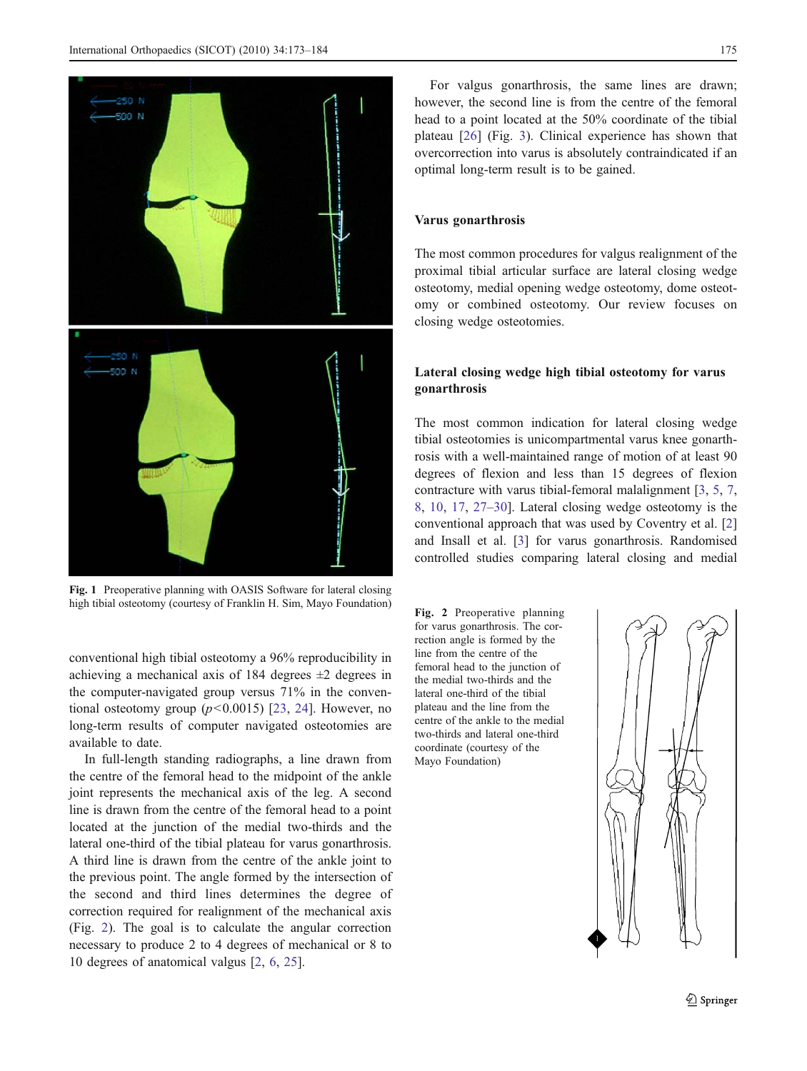Fig. 1 Preoperative planning with OASIS Software for lateral closing high tibial osteotomy (courtesy of Franklin H. Sim, Mayo Foundation)

conventional high tibial osteotomy a 96% reproducibility in achieving a mechanical axis of 184 degrees ±2 degrees in the computer-navigated group versus 71% in the conventional osteotomy group ($p<0.0015$) [23, 24]. However, no long-term results of computer navigated osteotomies are available to date.

In full-length standing radiographs, a line drawn from the centre of the femoral head to the midpoint of the ankle joint represents the mechanical axis of the leg. A second line is drawn from the centre of the femoral head to a point located at the junction of the medial two-thirds and the lateral one-third of the tibial plateau for varus gonarthrosis. A third line is drawn from the centre of the ankle joint to the previous point. The angle formed by the intersection of the second and third lines determines the degree of correction required for realignment of the mechanical axis (Fig. 2). The goal is to calculate the angular correction necessary to produce 2 to 4 degrees of mechanical or 8 to 10 degrees of anatomical valgus [2, 6, 25].

For valgus gonarthrosis, the same lines are drawn; however, the second line is from the centre of the femoral head to a point located at the 50% coordinate of the tibial plateau [26] (Fig. 3). Clinical experience has shown that overcorrection into varus is absolutely contraindicated if an optimal long-term result is to be gained.

### Varus gonarthrosis

The most common procedures for valgus realignment of the proximal tibial articular surface are lateral closing wedge osteotomy, medial opening wedge osteotomy, dome osteotomy or combined osteotomy. Our review focuses on closing wedge osteotomies.

### Lateral closing wedge high tibial osteotomy for varus gonarthrosis

The most common indication for lateral closing wedge tibial osteotomies is unicompartmental varus knee gonarthrosis with a well-maintained range of motion of at least 90 degrees of flexion and less than 15 degrees of flexion contracture with varus tibial-femoral malalignment [3, 5, 7, 8, 10, 17, 27–30]. Lateral closing wedge osteotomy is the conventional approach that was used by Coventry et al. [2] and Insall et al. [3] for varus gonarthrosis. Randomised controlled studies comparing lateral closing and medial

Fig. 2 Preoperative planning for varus gonarthrosis. The correction angle is formed by the line from the centre of the femoral head to the junction of the medial two-thirds and the lateral one-third of the tibial plateau and the line from the centre of the ankle to the medial two-thirds and lateral one-third coordinate (courtesy of the Mayo Foundation)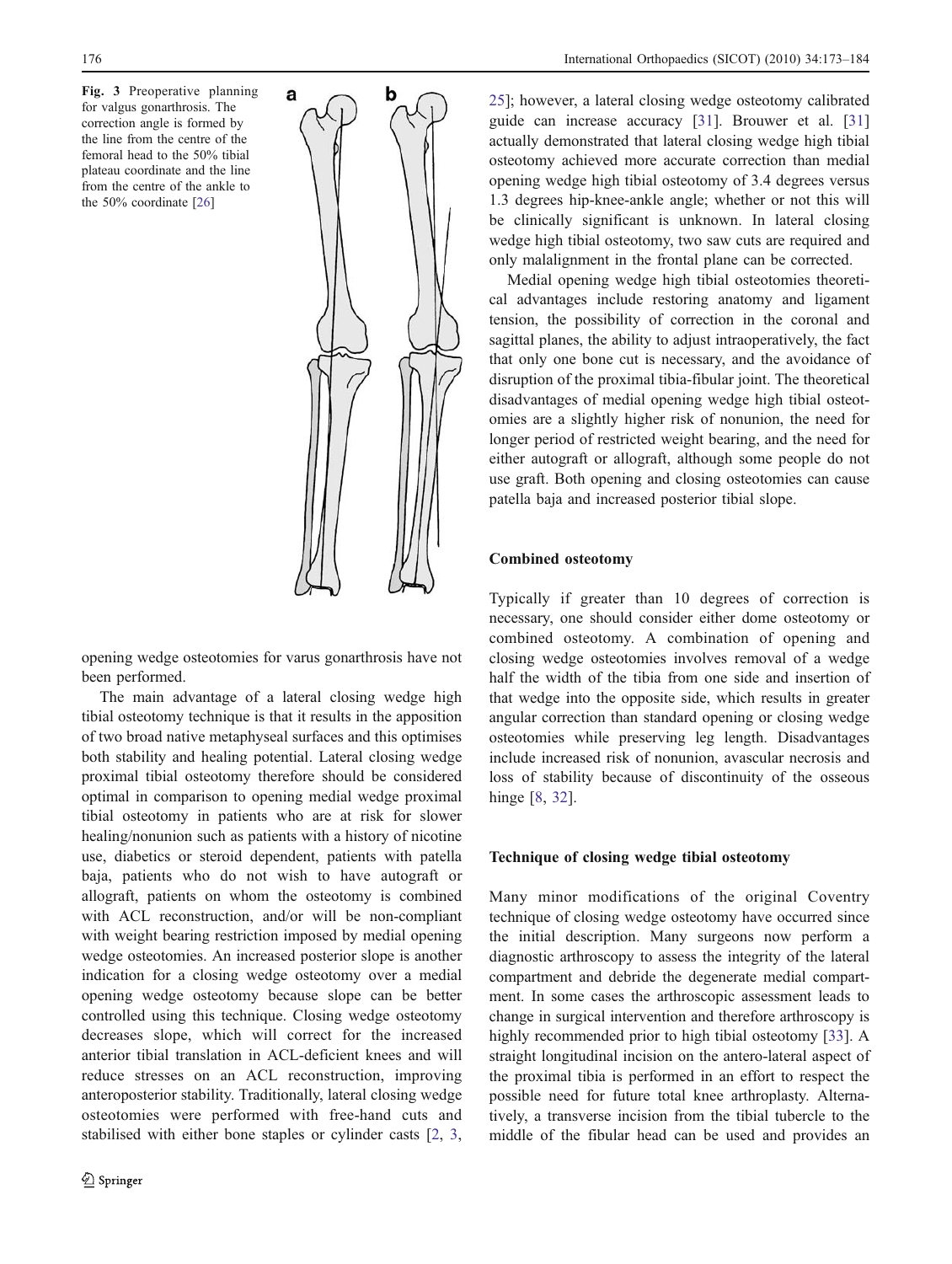Fig. 3 Preoperative planning for valgus gonarthrosis. The correction angle is formed by the line from the centre of the femoral head to the 50% tibial plateau coordinate and the line from the centre of the ankle to the 50% coordinate [26]

opening wedge osteotomies for varus gonarthrosis have not been performed.

The main advantage of a lateral closing wedge high tibial osteotomy technique is that it results in the apposition of two broad native metaphyseal surfaces and this optimises both stability and healing potential. Lateral closing wedge proximal tibial osteotomy therefore should be considered optimal in comparison to opening medial wedge proximal tibial osteotomy in patients who are at risk for slower healing/nonunion such as patients with a history of nicotine use, diabetics or steroid dependent, patients with patella baja, patients who do not wish to have autograft or allograft, patients on whom the osteotomy is combined with ACL reconstruction, and/or will be non-compliant with weight bearing restriction imposed by medial opening wedge osteotomies. An increased posterior slope is another indication for a closing wedge osteotomy over a medial opening wedge osteotomy because slope can be better controlled using this technique. Closing wedge osteotomy decreases slope, which will correct for the increased anterior tibial translation in ACL-deficient knees and will reduce stresses on an ACL reconstruction, improving anteroposterior stability. Traditionally, lateral closing wedge osteotomies were performed with free-hand cuts and stabilised with either bone staples or cylinder casts [2, 3, 25]; however, a lateral closing wedge osteotomy calibrated guide can increase accuracy [31]. Brouwer et al. [31] actually demonstrated that lateral closing wedge high tibial osteotomy achieved more accurate correction than medial opening wedge high tibial osteotomy of 3.4 degrees versus 1.3 degrees hip-knee-ankle angle; whether or not this will be clinically significant is unknown. In lateral closing wedge high tibial osteotomy, two saw cuts are required and only malalignment in the frontal plane can be corrected.

Medial opening wedge high tibial osteotomies theoretical advantages include restoring anatomy and ligament tension, the possibility of correction in the coronal and sagittal planes, the ability to adjust intraoperatively, the fact that only one bone cut is necessary, and the avoidance of disruption of the proximal tibia-fibular joint. The theoretical disadvantages of medial opening wedge high tibial osteotomies are a slightly higher risk of nonunion, the need for longer period of restricted weight bearing, and the need for either autograft or allograft, although some people do not use graft. Both opening and closing osteotomies can cause patella baja and increased posterior tibial slope.

### Combined osteotomy

Typically if greater than 10 degrees of correction is necessary, one should consider either dome osteotomy or combined osteotomy. A combination of opening and closing wedge osteotomies involves removal of a wedge half the width of the tibia from one side and insertion of that wedge into the opposite side, which results in greater angular correction than standard opening or closing wedge osteotomies while preserving leg length. Disadvantages include increased risk of nonunion, avascular necrosis and loss of stability because of discontinuity of the osseous hinge [8, 32].

### Technique of closing wedge tibial osteotomy

Many minor modifications of the original Coventry technique of closing wedge osteotomy have occurred since the initial description. Many surgeons now perform a diagnostic arthroscopy to assess the integrity of the lateral compartment and debride the degenerate medial compartment. In some cases the arthroscopic assessment leads to change in surgical intervention and therefore arthroscopy is highly recommended prior to high tibial osteotomy [33]. A straight longitudinal incision on the antero-lateral aspect of the proximal tibia is performed in an effort to respect the possible need for future total knee arthroplasty. Alternatively, a transverse incision from the tibial tubercle to the middle of the fibular head can be used and provides an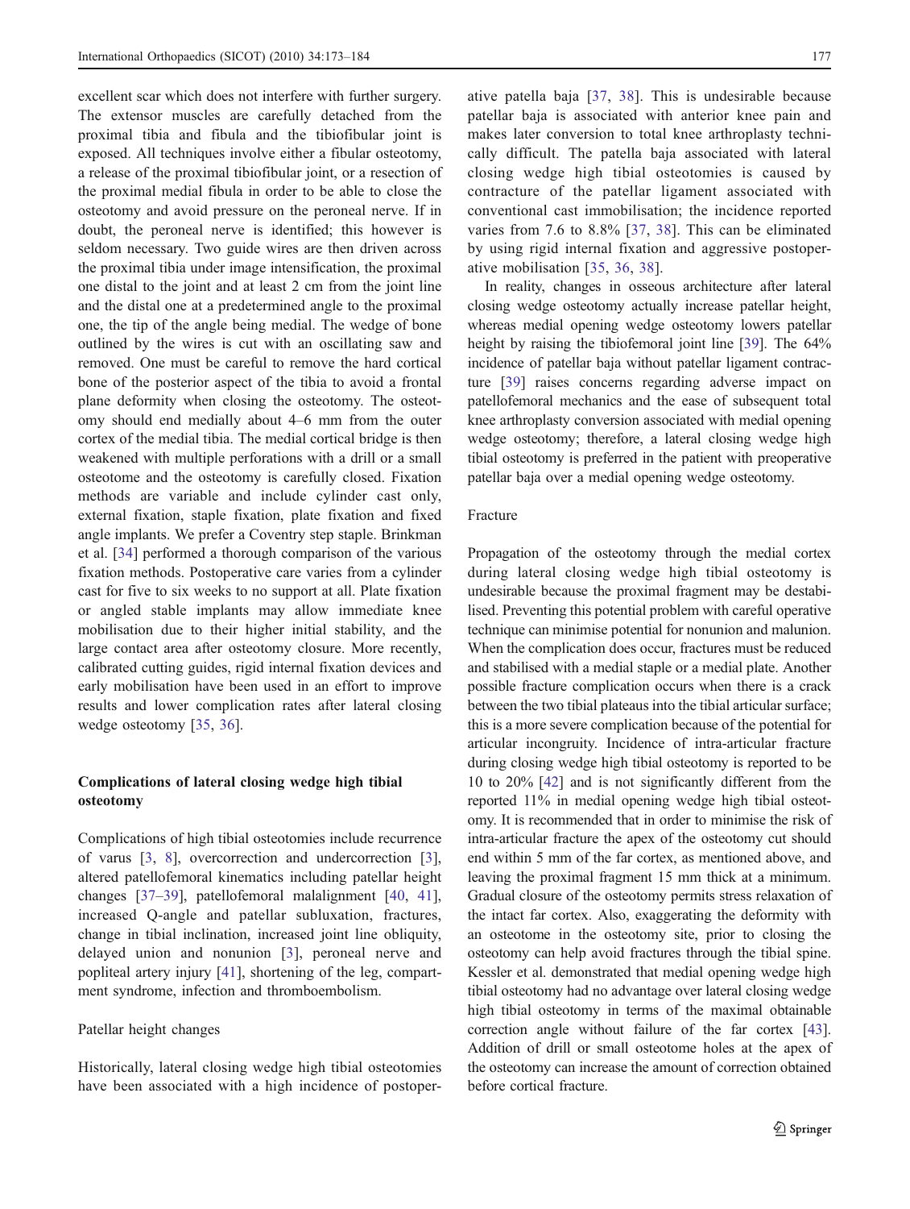excellent scar which does not interfere with further surgery. The extensor muscles are carefully detached from the proximal tibia and fibula and the tibiofibular joint is exposed. All techniques involve either a fibular osteotomy, a release of the proximal tibiofibular joint, or a resection of the proximal medial fibula in order to be able to close the osteotomy and avoid pressure on the peroneal nerve. If in doubt, the peroneal nerve is identified; this however is seldom necessary. Two guide wires are then driven across the proximal tibia under image intensification, the proximal one distal to the joint and at least 2 cm from the joint line and the distal one at a predetermined angle to the proximal one, the tip of the angle being medial. The wedge of bone outlined by the wires is cut with an oscillating saw and removed. One must be careful to remove the hard cortical bone of the posterior aspect of the tibia to avoid a frontal plane deformity when closing the osteotomy. The osteotomy should end medially about 4–6 mm from the outer cortex of the medial tibia. The medial cortical bridge is then weakened with multiple perforations with a drill or a small osteotome and the osteotomy is carefully closed. Fixation methods are variable and include cylinder cast only, external fixation, staple fixation, plate fixation and fixed angle implants. We prefer a Coventry step staple. Brinkman et al. [34] performed a thorough comparison of the various fixation methods. Postoperative care varies from a cylinder cast for five to six weeks to no support at all. Plate fixation or angled stable implants may allow immediate knee mobilisation due to their higher initial stability, and the large contact area after osteotomy closure. More recently, calibrated cutting guides, rigid internal fixation devices and early mobilisation have been used in an effort to improve results and lower complication rates after lateral closing wedge osteotomy [35, 36].

## Complications of lateral closing wedge high tibial osteotomy

Complications of high tibial osteotomies include recurrence of varus [3, 8], overcorrection and undercorrection [3], altered patellofemoral kinematics including patellar height changes [37–39], patellofemoral malalignment [40, 41], increased Q-angle and patellar subluxation, fractures, change in tibial inclination, increased joint line obliquity, delayed union and nonunion [3], peroneal nerve and popliteal artery injury [41], shortening of the leg, compartment syndrome, infection and thromboembolism.

### Patellar height changes

Historically, lateral closing wedge high tibial osteotomies have been associated with a high incidence of postoperative patella baja [37, 38]. This is undesirable because patellar baja is associated with anterior knee pain and makes later conversion to total knee arthroplasty technically difficult. The patella baja associated with lateral closing wedge high tibial osteotomies is caused by contracture of the patellar ligament associated with conventional cast immobilisation; the incidence reported varies from 7.6 to 8.8% [37, 38]. This can be eliminated by using rigid internal fixation and aggressive postoperative mobilisation [35, 36, 38].

In reality, changes in osseous architecture after lateral closing wedge osteotomy actually increase patellar height, whereas medial opening wedge osteotomy lowers patellar height by raising the tibiofemoral joint line [39]. The 64% incidence of patellar baja without patellar ligament contracture [39] raises concerns regarding adverse impact on patellofemoral mechanics and the ease of subsequent total knee arthroplasty conversion associated with medial opening wedge osteotomy; therefore, a lateral closing wedge high tibial osteotomy is preferred in the patient with preoperative patellar baja over a medial opening wedge osteotomy.

### Fracture

Propagation of the osteotomy through the medial cortex during lateral closing wedge high tibial osteotomy is undesirable because the proximal fragment may be destabilised. Preventing this potential problem with careful operative technique can minimise potential for nonunion and malunion. When the complication does occur, fractures must be reduced and stabilised with a medial staple or a medial plate. Another possible fracture complication occurs when there is a crack between the two tibial plateaus into the tibial articular surface; this is a more severe complication because of the potential for articular incongruity. Incidence of intra-articular fracture during closing wedge high tibial osteotomy is reported to be 10 to 20% [42] and is not significantly different from the reported 11% in medial opening wedge high tibial osteotomy. It is recommended that in order to minimise the risk of intra-articular fracture the apex of the osteotomy cut should end within 5 mm of the far cortex, as mentioned above, and leaving the proximal fragment 15 mm thick at a minimum. Gradual closure of the osteotomy permits stress relaxation of the intact far cortex. Also, exaggerating the deformity with an osteotome in the osteotomy site, prior to closing the osteotomy can help avoid fractures through the tibial spine. Kessler et al. demonstrated that medial opening wedge high tibial osteotomy had no advantage over lateral closing wedge high tibial osteotomy in terms of the maximal obtainable correction angle without failure of the far cortex [43]. Addition of drill or small osteotome holes at the apex of the osteotomy can increase the amount of correction obtained before cortical fracture.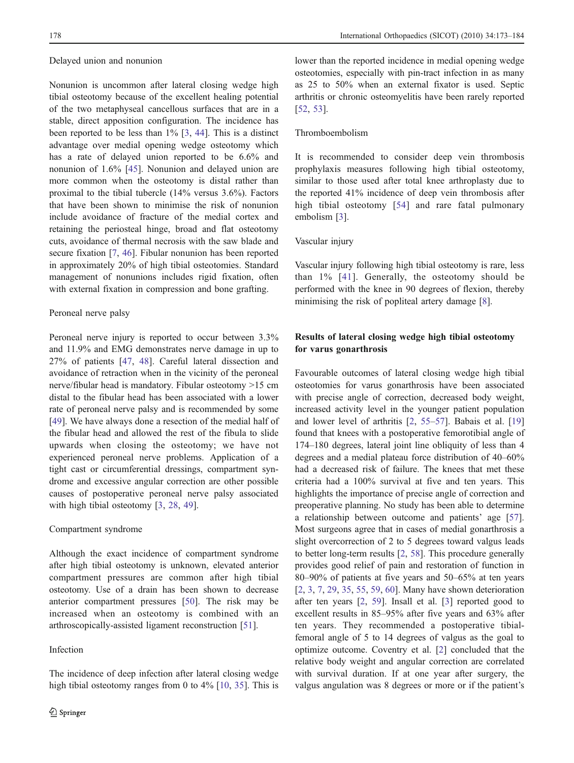### Delayed union and nonunion

Nonunion is uncommon after lateral closing wedge high tibial osteotomy because of the excellent healing potential of the two metaphyseal cancellous surfaces that are in a stable, direct apposition configuration. The incidence has been reported to be less than 1% [3, 44]. This is a distinct advantage over medial opening wedge osteotomy which has a rate of delayed union reported to be 6.6% and nonunion of 1.6% [45]. Nonunion and delayed union are more common when the osteotomy is distal rather than proximal to the tibial tubercle (14% versus 3.6%). Factors that have been shown to minimise the risk of nonunion include avoidance of fracture of the medial cortex and retaining the periosteal hinge, broad and flat osteotomy cuts, avoidance of thermal necrosis with the saw blade and secure fixation [7, 46]. Fibular nonunion has been reported in approximately 20% of high tibial osteotomies. Standard management of nonunions includes rigid fixation, often with external fixation in compression and bone grafting.

### Peroneal nerve palsy

Peroneal nerve injury is reported to occur between 3.3% and 11.9% and EMG demonstrates nerve damage in up to 27% of patients [47, 48]. Careful lateral dissection and avoidance of retraction when in the vicinity of the peroneal nerve/fibular head is mandatory. Fibular osteotomy >15 cm distal to the fibular head has been associated with a lower rate of peroneal nerve palsy and is recommended by some [49]. We have always done a resection of the medial half of the fibular head and allowed the rest of the fibula to slide upwards when closing the osteotomy; we have not experienced peroneal nerve problems. Application of a tight cast or circumferential dressings, compartment syndrome and excessive angular correction are other possible causes of postoperative peroneal nerve palsy associated with high tibial osteotomy [3, 28, 49].

### Compartment syndrome

Although the exact incidence of compartment syndrome after high tibial osteotomy is unknown, elevated anterior compartment pressures are common after high tibial osteotomy. Use of a drain has been shown to decrease anterior compartment pressures [50]. The risk may be increased when an osteotomy is combined with an arthroscopically-assisted ligament reconstruction [51].

### Infection

The incidence of deep infection after lateral closing wedge high tibial osteotomy ranges from 0 to 4% [10, 35]. This is lower than the reported incidence in medial opening wedge osteotomies, especially with pin-tract infection in as many as 25 to 50% when an external fixator is used. Septic arthritis or chronic osteomyelitis have been rarely reported [52, 53].

### Thromboembolism

It is recommended to consider deep vein thrombosis prophylaxis measures following high tibial osteotomy, similar to those used after total knee arthroplasty due to the reported 41% incidence of deep vein thrombosis after high tibial osteotomy [54] and rare fatal pulmonary embolism [3].

### Vascular injury

Vascular injury following high tibial osteotomy is rare, less than 1% [41]. Generally, the osteotomy should be performed with the knee in 90 degrees of flexion, thereby minimising the risk of popliteal artery damage [8].

## Results of lateral closing wedge high tibial osteotomy for varus gonarthrosis

Favourable outcomes of lateral closing wedge high tibial osteotomies for varus gonarthrosis have been associated with precise angle of correction, decreased body weight, increased activity level in the younger patient population and lower level of arthritis [2, 55–57]. Babais et al. [19] found that knees with a postoperative femorotibial angle of 174–180 degrees, lateral joint line obliquity of less than 4 degrees and a medial plateau force distribution of 40–60% had a decreased risk of failure. The knees that met these criteria had a 100% survival at five and ten years. This highlights the importance of precise angle of correction and preoperative planning. No study has been able to determine a relationship between outcome and patients' age [57]. Most surgeons agree that in cases of medial gonarthrosis a slight overcorrection of 2 to 5 degrees toward valgus leads to better long-term results [2, 58]. This procedure generally provides good relief of pain and restoration of function in 80–90% of patients at five years and 50–65% at ten years [2, 3, 7, 29, 35, 55, 59, 60]. Many have shown deterioration after ten years [2, 59]. Insall et al. [3] reported good to excellent results in 85–95% after five years and 63% after ten years. They recommended a postoperative tibial-femoral angle of 5 to 14 degrees of valgus as the goal to optimize outcome. Coventry et al. [2] concluded that the relative body weight and angular correction are correlated with survival duration. If at one year after surgery, the valgus angulation was 8 degrees or more or if the patient's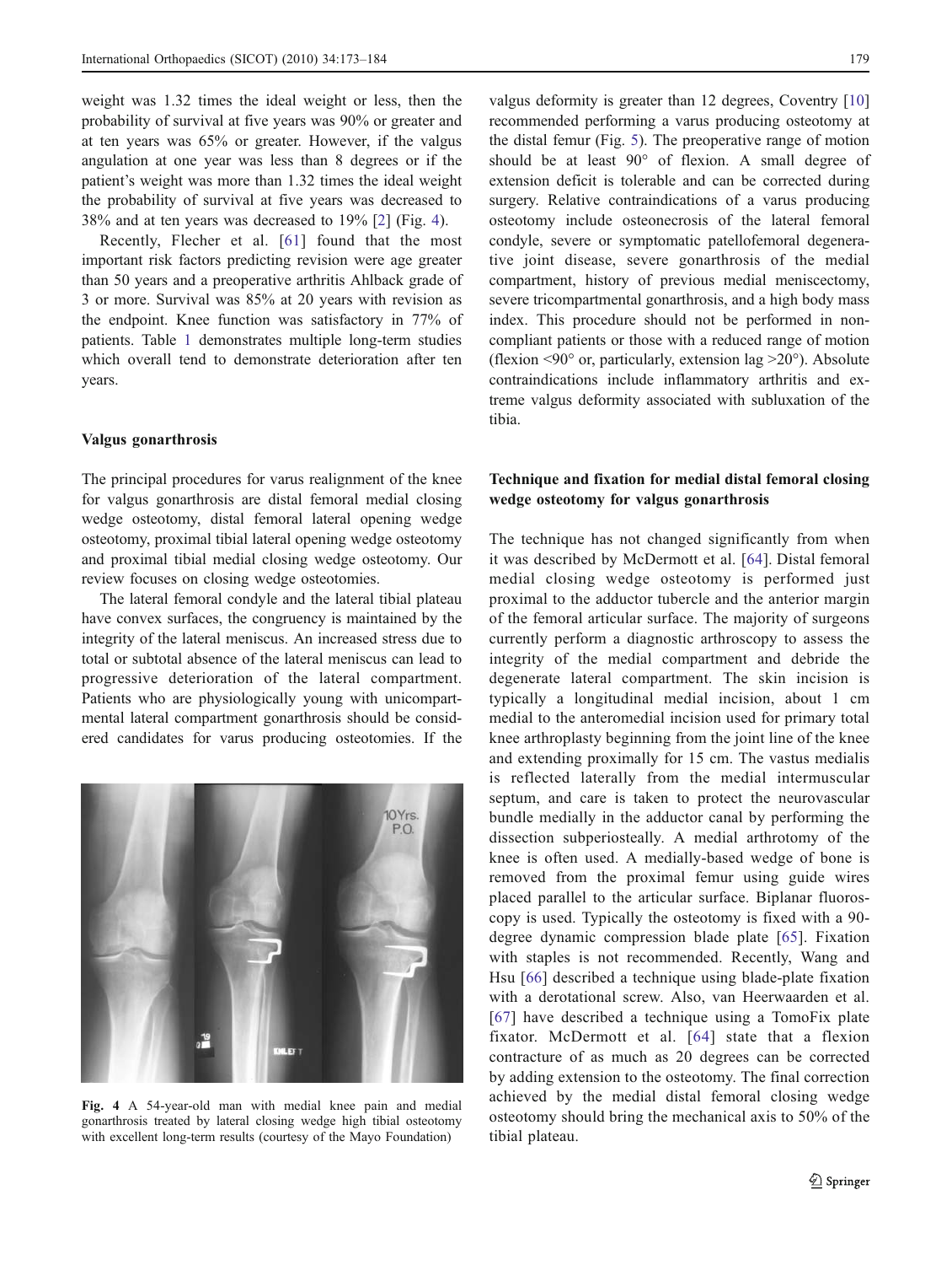weight was 1.32 times the ideal weight or less, then the probability of survival at five years was 90% or greater and at ten years was 65% or greater. However, if the valgus angulation at one year was less than 8 degrees or if the patient's weight was more than 1.32 times the ideal weight the probability of survival at five years was decreased to 38% and at ten years was decreased to 19% [2] (Fig. 4).

Recently, Flecher et al. [61] found that the most important risk factors predicting revision were age greater than 50 years and a preoperative arthritis Ahlback grade of 3 or more. Survival was 85% at 20 years with revision as the endpoint. Knee function was satisfactory in 77% of patients. Table 1 demonstrates multiple long-term studies which overall tend to demonstrate deterioration after ten years.

### Valgus gonarthrosis

The principal procedures for varus realignment of the knee for valgus gonarthrosis are distal femoral medial closing wedge osteotomy, distal femoral lateral opening wedge osteotomy, proximal tibial lateral opening wedge osteotomy and proximal tibial medial closing wedge osteotomy. Our review focuses on closing wedge osteotomies.

The lateral femoral condyle and the lateral tibial plateau have convex surfaces, the congruency is maintained by the integrity of the lateral meniscus. An increased stress due to total or subtotal absence of the lateral meniscus can lead to progressive deterioration of the lateral compartment. Patients who are physiologically young with unicompartmental lateral compartment gonarthrosis should be considered candidates for varus producing osteotomies. If the valgus deformity is greater than 12 degrees, Coventry [10] recommended performing a varus producing osteotomy at the distal femur (Fig. 5). The preoperative range of motion should be at least 90° of flexion. A small degree of extension deficit is tolerable and can be corrected during surgery. Relative contraindications of a varus producing osteotomy include osteonecrosis of the lateral femoral condyle, severe or symptomatic patellofemoral degenerative joint disease, severe gonarthrosis of the medial compartment, history of previous medial meniscectomy, severe tricompartmental gonarthrosis, and a high body mass index. This procedure should not be performed in non-compliant patients or those with a reduced range of motion (flexion <90° or, particularly, extension lag >20°). Absolute contraindications include inflammatory arthritis and extreme valgus deformity associated with subluxation of the tibia.

Fig. 4 A 54-year-old man with medial knee pain and medial gonarthrosis treated by lateral closing wedge high tibial osteotomy with excellent long-term results (courtesy of the Mayo Foundation)

### Technique and fixation for medial distal femoral closing wedge osteotomy for valgus gonarthrosis

The technique has not changed significantly from when it was described by McDermott et al. [64]. Distal femoral medial closing wedge osteotomy is performed just proximal to the adductor tubercle and the anterior margin of the femoral articular surface. The majority of surgeons currently perform a diagnostic arthroscopy to assess the integrity of the medial compartment and debride the degenerate lateral compartment. The skin incision is typically a longitudinal medial incision, about 1 cm medial to the anteromedial incision used for primary total knee arthroplasty beginning from the joint line of the knee and extending proximally for 15 cm. The vastus medialis is reflected laterally from the medial intermuscular septum, and care is taken to protect the neurovascular bundle medially in the adductor canal by performing the dissection subperiosteally. A medial arthrotomy of the knee is often used. A medially-based wedge of bone is removed from the proximal femur using guide wires placed parallel to the articular surface. Biplanar fluoroscopy is used. Typically the osteotomy is fixed with a 90-degree dynamic compression blade plate [65]. Fixation with staples is not recommended. Recently, Wang and Hsu [66] described a technique using blade-plate fixation with a derotational screw. Also, van Heerwaarden et al. [67] have described a technique using a TomoFix plate fixator. McDermott et al. [64] state that a flexion contracture of as much as 20 degrees can be corrected by adding extension to the osteotomy. The final correction achieved by the medial distal femoral closing wedge osteotomy should bring the mechanical axis to 50% of the tibial plateau.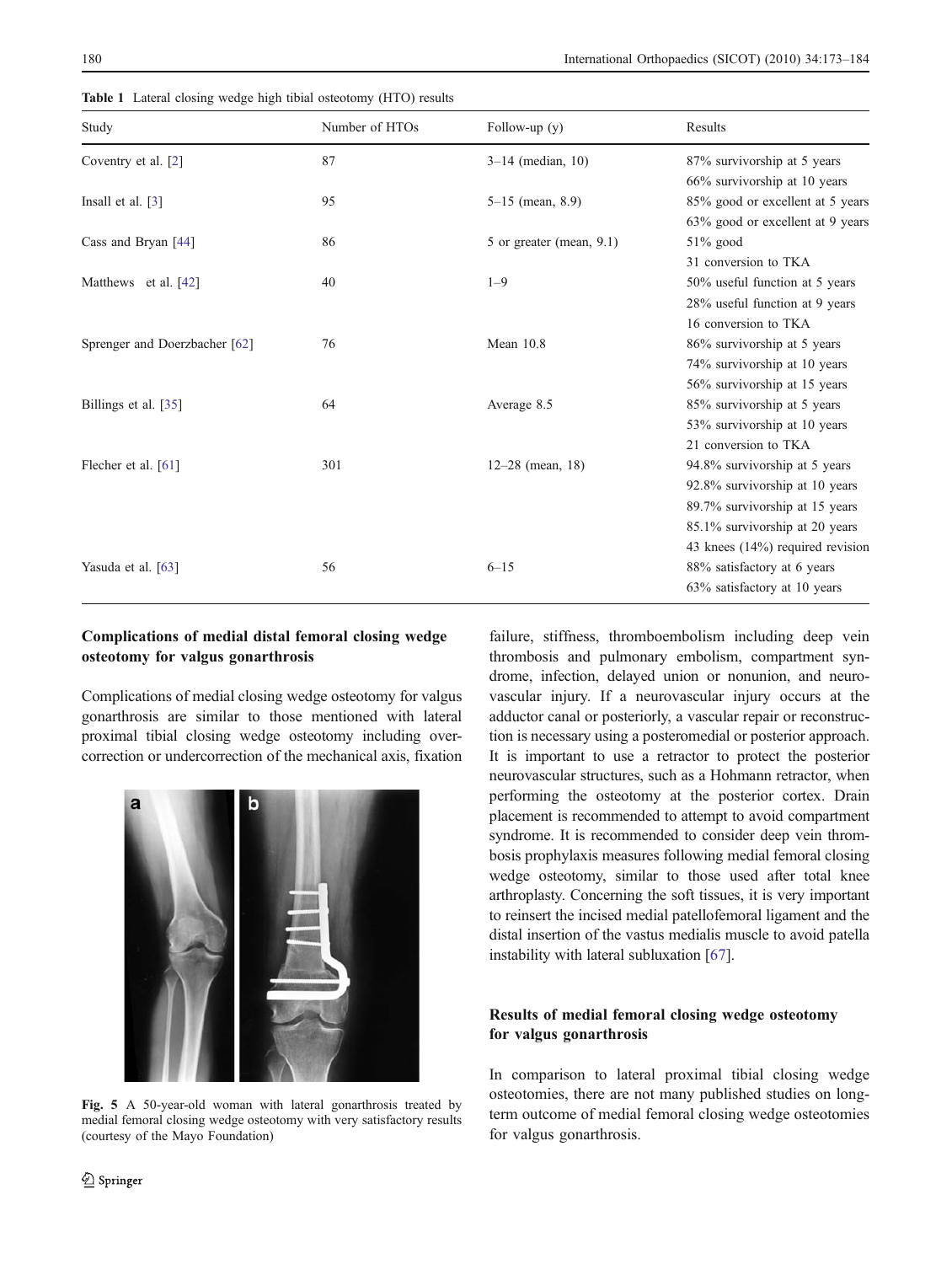**Table 1** Lateral closing wedge high tibial osteotomy (HTO) results

| Study | Number of HTOs | Follow-up (y) | Results |
|---|---|---|---|
| Coventry et al. [2] | 87 | 3–14 (median, 10) | 87% survivorship at 5 years<br>66% survivorship at 10 years |
| Insall et al. [3] | 95 | 5–15 (mean, 8.9) | 85% good or excellent at 5 years<br>63% good or excellent at 9 years |
| Cass and Bryan [44] | 86 | 5 or greater (mean, 9.1) | 51% good<br>31 conversion to TKA |
| Matthews et al. [42] | 40 | 1–9 | 50% useful function at 5 years<br>28% useful function at 9 years<br>16 conversion to TKA |
| Sprenger and Doerzbacher [62] | 76 | Mean 10.8 | 86% survivorship at 5 years<br>74% survivorship at 10 years<br>56% survivorship at 15 years |
| Billings et al. [35] | 64 | Average 8.5 | 85% survivorship at 5 years<br>53% survivorship at 10 years<br>21 conversion to TKA |
| Flecher et al. [61] | 301 | 12–28 (mean, 18) | 94.8% survivorship at 5 years<br>92.8% survivorship at 10 years<br>89.7% survivorship at 15 years<br>85.1% survivorship at 20 years<br>43 knees (14%) required revision |
| Yasuda et al. [63] | 56 | 6–15 | 88% satisfactory at 6 years<br>63% satisfactory at 10 years |

### Complications of medial distal femoral closing wedge osteotomy for valgus gonarthrosis

Complications of medial closing wedge osteotomy for valgus gonarthrosis are similar to those mentioned with lateral proximal tibial closing wedge osteotomy including overcorrection or undercorrection of the mechanical axis, fixation failure, stiffness, thromboembolism including deep vein thrombosis and pulmonary embolism, compartment syndrome, infection, delayed union or nonunion, and neurovascular injury. If a neurovascular injury occurs at the adductor canal or posteriorly, a vascular repair or reconstruction is necessary using a posteromedial or posterior approach. It is important to use a retractor to protect the posterior neurovascular structures, such as a Hohmann retractor, when performing the osteotomy at the posterior cortex. Drain placement is recommended to attempt to avoid compartment syndrome. It is recommended to consider deep vein thrombosis prophylaxis measures following medial femoral closing wedge osteotomy, similar to those used after total knee arthroplasty. Concerning the soft tissues, it is very important to reinsert the incised medial patellofemoral ligament and the distal insertion of the vastus medialis muscle to avoid patella instability with lateral subluxation [67].

**Fig. 5** A 50-year-old woman with lateral gonarthrosis treated by medial femoral closing wedge osteotomy with very satisfactory results (courtesy of the Mayo Foundation)

### Results of medial femoral closing wedge osteotomy for valgus gonarthrosis

In comparison to lateral proximal tibial closing wedge osteotomies, there are not many published studies on long-term outcome of medial femoral closing wedge osteotomies for valgus gonarthrosis.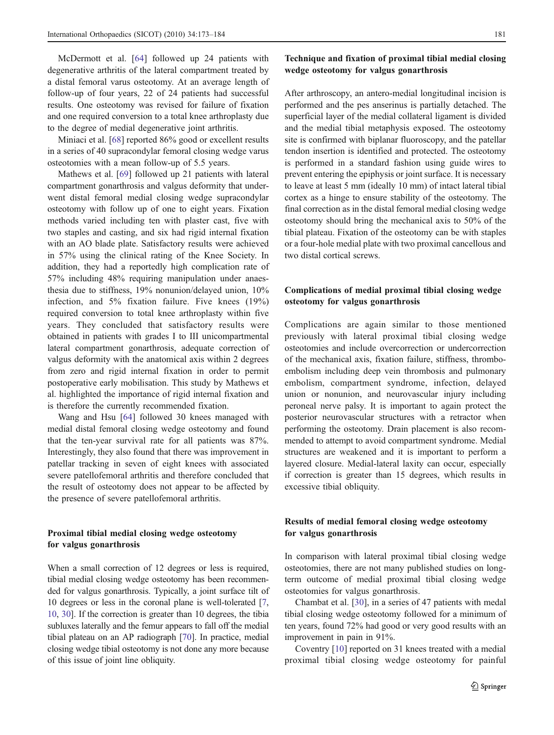McDermott et al. [64] followed up 24 patients with degenerative arthritis of the lateral compartment treated by a distal femoral varus osteotomy. At an average length of follow-up of four years, 22 of 24 patients had successful results. One osteotomy was revised for failure of fixation and one required conversion to a total knee arthroplasty due to the degree of medial degenerative joint arthritis.

Miniaci et al. [68] reported 86% good or excellent results in a series of 40 supracondylar femoral closing wedge varus osteotomies with a mean follow-up of 5.5 years.

Mathews et al. [69] followed up 21 patients with lateral compartment gonarthrosis and valgus deformity that underwent distal femoral medial closing wedge supracondylar osteotomy with follow up of one to eight years. Fixation methods varied including ten with plaster cast, five with two staples and casting, and six had rigid internal fixation with an AO blade plate. Satisfactory results were achieved in 57% using the clinical rating of the Knee Society. In addition, they had a reportedly high complication rate of 57% including 48% requiring manipulation under anaesthesia due to stiffness, 19% nonunion/delayed union, 10% infection, and 5% fixation failure. Five knees (19%) required conversion to total knee arthroplasty within five years. They concluded that satisfactory results were obtained in patients with grades I to III unicompartmental lateral compartment gonarthrosis, adequate correction of valgus deformity with the anatomical axis within 2 degrees from zero and rigid internal fixation in order to permit postoperative early mobilisation. This study by Mathews et al. highlighted the importance of rigid internal fixation and is therefore the currently recommended fixation.

Wang and Hsu [64] followed 30 knees managed with medial distal femoral closing wedge osteotomy and found that the ten-year survival rate for all patients was 87%. Interestingly, they also found that there was improvement in patellar tracking in seven of eight knees with associated severe patellofemoral arthritis and therefore concluded that the result of osteotomy does not appear to be affected by the presence of severe patellofemoral arthritis.

## Proximal tibial medial closing wedge osteotomy for valgus gonarthrosis

When a small correction of 12 degrees or less is required, tibial medial closing wedge osteotomy has been recommended for valgus gonarthrosis. Typically, a joint surface tilt of 10 degrees or less in the coronal plane is well-tolerated [7, 10, 30]. If the correction is greater than 10 degrees, the tibia subluxes laterally and the femur appears to fall off the medial tibial plateau on an AP radiograph [70]. In practice, medial closing wedge tibial osteotomy is not done any more because of this issue of joint line obliquity.

## Technique and fixation of proximal tibial medial closing wedge osteotomy for valgus gonarthrosis

After arthroscopy, an antero-medial longitudinal incision is performed and the pes anserinus is partially detached. The superficial layer of the medial collateral ligament is divided and the medial tibial metaphysis exposed. The osteotomy site is confirmed with biplanar fluoroscopy, and the patellar tendon insertion is identified and protected. The osteotomy is performed in a standard fashion using guide wires to prevent entering the epiphysis or joint surface. It is necessary to leave at least 5 mm (ideally 10 mm) of intact lateral tibial cortex as a hinge to ensure stability of the osteotomy. The final correction as in the distal femoral medial closing wedge osteotomy should bring the mechanical axis to 50% of the tibial plateau. Fixation of the osteotomy can be with staples or a four-hole medial plate with two proximal cancellous and two distal cortical screws.

## Complications of medial proximal tibial closing wedge osteotomy for valgus gonarthrosis

Complications are again similar to those mentioned previously with lateral proximal tibial closing wedge osteotomies and include overcorrection or undercorrection of the mechanical axis, fixation failure, stiffness, thromboembolism including deep vein thrombosis and pulmonary embolism, compartment syndrome, infection, delayed union or nonunion, and neurovascular injury including peroneal nerve palsy. It is important to again protect the posterior neurovascular structures with a retractor when performing the osteotomy. Drain placement is also recommended to attempt to avoid compartment syndrome. Medial structures are weakened and it is important to perform a layered closure. Medial-lateral laxity can occur, especially if correction is greater than 15 degrees, which results in excessive tibial obliquity.

## Results of medial femoral closing wedge osteotomy for valgus gonarthrosis

In comparison with lateral proximal tibial closing wedge osteotomies, there are not many published studies on long-term outcome of medial proximal tibial closing wedge osteotomies for valgus gonarthrosis.

Chambat et al. [30], in a series of 47 patients with medal tibial closing wedge osteotomy followed for a minimum of ten years, found 72% had good or very good results with an improvement in pain in 91%.

Coventry [10] reported on 31 knees treated with a medial proximal tibial closing wedge osteotomy for painful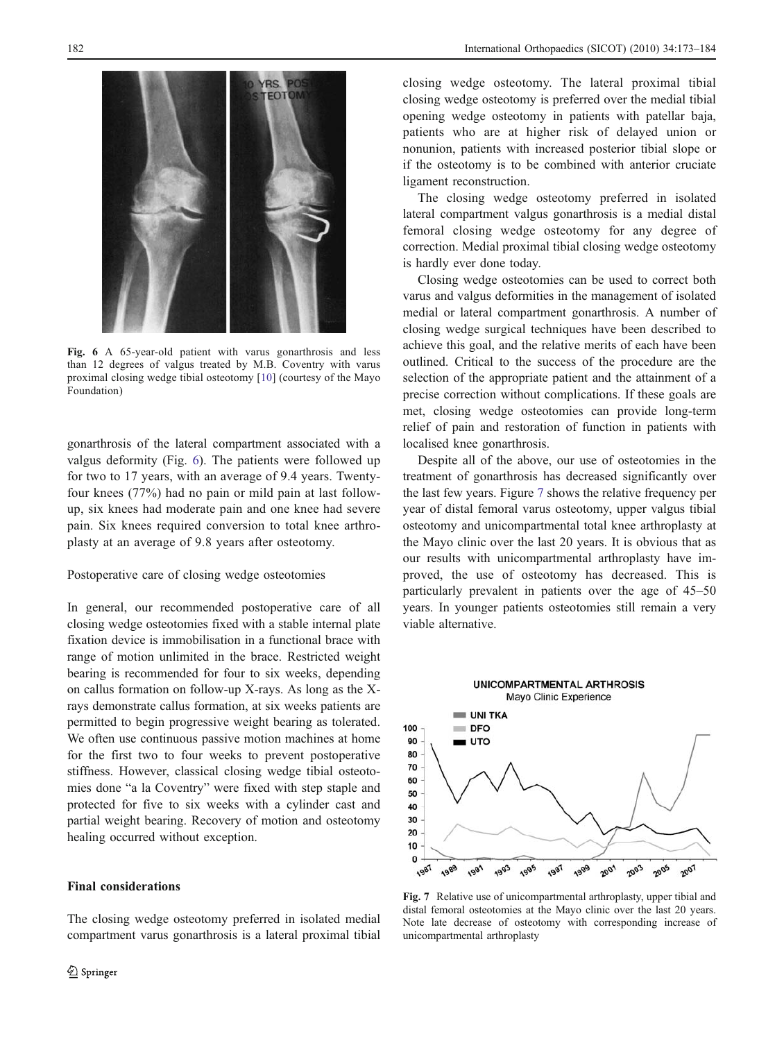Fig. 6 A 65-year-old patient with varus gonarthrosis and less than 12 degrees of valgus treated by M.B. Coventry with varus proximal closing wedge tibial osteotomy [10] (courtesy of the Mayo Foundation)

gonarthrosis of the lateral compartment associated with a valgus deformity (Fig. 6). The patients were followed up for two to 17 years, with an average of 9.4 years. Twenty-four knees (77%) had no pain or mild pain at last follow-up, six knees had moderate pain and one knee had severe pain. Six knees required conversion to total knee arthroplasty at an average of 9.8 years after osteotomy.

### Postoperative care of closing wedge osteotomies

In general, our recommended postoperative care of all closing wedge osteotomies fixed with a stable internal plate fixation device is immobilisation in a functional brace with range of motion unlimited in the brace. Restricted weight bearing is recommended for four to six weeks, depending on callus formation on follow-up X-rays. As long as the X-rays demonstrate callus formation, at six weeks patients are permitted to begin progressive weight bearing as tolerated. We often use continuous passive motion machines at home for the first two to four weeks to prevent postoperative stiffness. However, classical closing wedge tibial osteotomies done "a la Coventry" were fixed with step staple and protected for five to six weeks with a cylinder cast and partial weight bearing. Recovery of motion and osteotomy healing occurred without exception.

## Final considerations

The closing wedge osteotomy preferred in isolated medial compartment varus gonarthrosis is a lateral proximal tibial closing wedge osteotomy. The lateral proximal tibial closing wedge osteotomy is preferred over the medial tibial opening wedge osteotomy in patients with patellar baja, patients who are at higher risk of delayed union or nonunion, patients with increased posterior tibial slope or if the osteotomy is to be combined with anterior cruciate ligament reconstruction.

The closing wedge osteotomy preferred in isolated lateral compartment valgus gonarthrosis is a medial distal femoral closing wedge osteotomy for any degree of correction. Medial proximal tibial closing wedge osteotomy is hardly ever done today.

Closing wedge osteotomies can be used to correct both varus and valgus deformities in the management of isolated medial or lateral compartment gonarthrosis. A number of closing wedge surgical techniques have been described to achieve this goal, and the relative merits of each have been outlined. Critical to the success of the procedure are the selection of the appropriate patient and the attainment of a precise correction without complications. If these goals are met, closing wedge osteotomies can provide long-term relief of pain and restoration of function in patients with localised knee gonarthrosis.

Despite all of the above, our use of osteotomies in the treatment of gonarthrosis has decreased significantly over the last few years. Figure 7 shows the relative frequency per year of distal femoral varus osteotomy, upper valgus tibial osteotomy and unicompartmental total knee arthroplasty at the Mayo clinic over the last 20 years. It is obvious that as our results with unicompartmental arthroplasty have improved, the use of osteotomy has decreased. This is particularly prevalent in patients over the age of 45–50 years. In younger patients osteotomies still remain a very viable alternative.

UNICOMPARTMENTAL ARTHROSIS
Mayo Clinic Experience
UNI TKA
DFO
UTO
100
90
80
70
60
50
40
30
20
10
0
1987 1989 1991 1993 1995 1997 1999 2001 2003 2005 2007

Fig. 7 Relative use of unicompartmental arthroplasty, upper tibial and distal femoral osteotomies at the Mayo clinic over the last 20 years. Note late decrease of osteotomy with corresponding increase of unicompartmental arthroplasty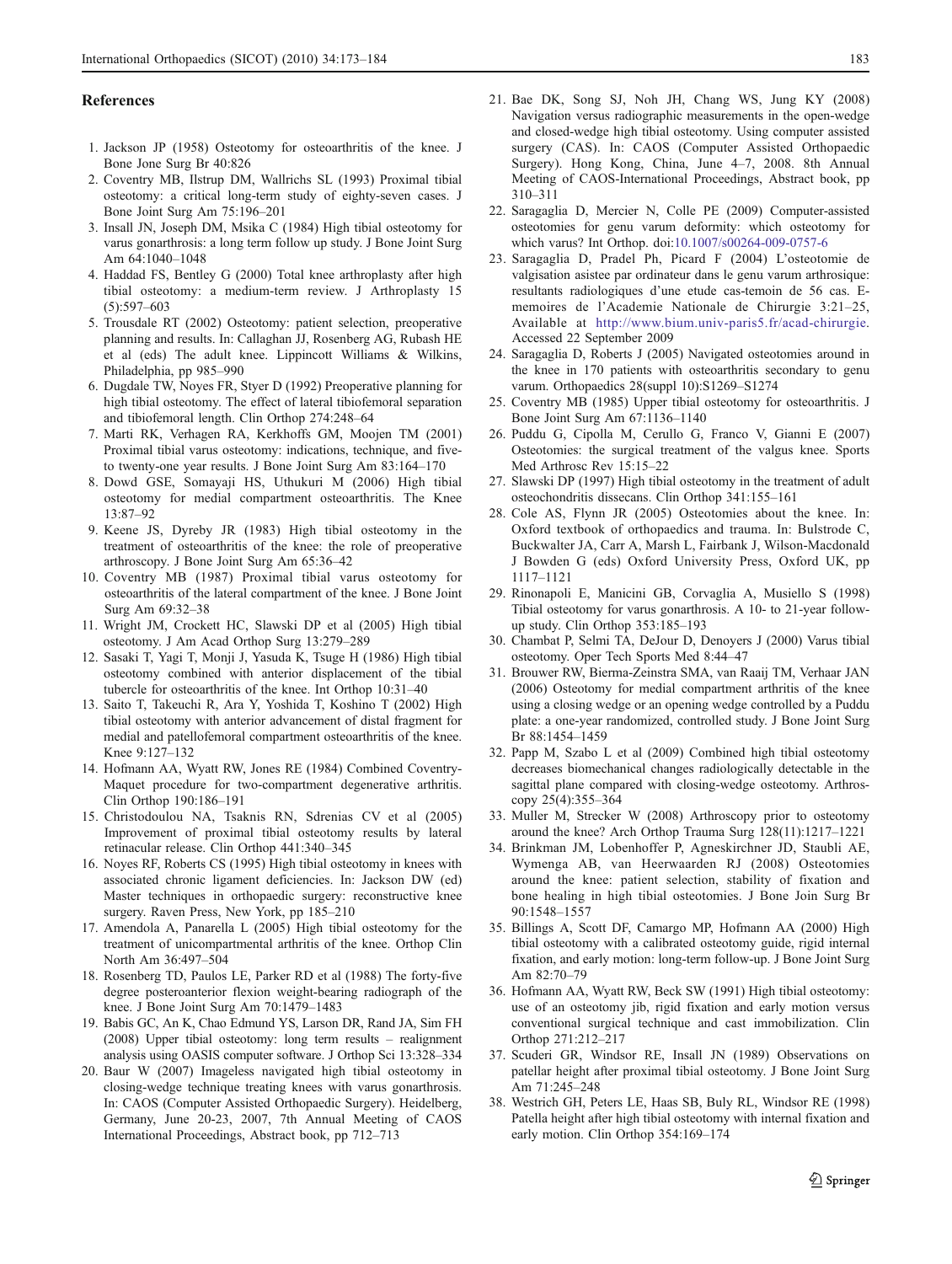## References

1. Jackson JP (1958) Osteotomy for osteoarthritis of the knee. J Bone Jone Surg Br 40:826
2. Coventry MB, Ilstrup DM, Wallrichs SL (1993) Proximal tibial osteotomy: a critical long-term study of eighty-seven cases. J Bone Joint Surg Am 75:196–201
3. Insall JN, Joseph DM, Msika C (1984) High tibial osteotomy for varus gonarthrosis: a long term follow up study. J Bone Joint Surg Am 64:1040–1048
4. Haddad FS, Bentley G (2000) Total knee arthroplasty after high tibial osteotomy: a medium-term review. J Arthroplasty 15 (5):597–603
5. Trousdale RT (2002) Osteotomy: patient selection, preoperative planning and results. In: Callaghan JJ, Rosenberg AG, Rubash HE et al (eds) The adult knee. Lippincott Williams & Wilkins, Philadelphia, pp 985–990
6. Dugdale TW, Noyes FR, Styer D (1992) Preoperative planning for high tibial osteotomy. The effect of lateral tibiofemoral separation and tibiofemoral length. Clin Orthop 274:248–64
7. Marti RK, Verhagen RA, Kerkhoffs GM, Moojen TM (2001) Proximal tibial varus osteotomy: indications, technique, and five-to twenty-one year results. J Bone Joint Surg Am 83:164–170
8. Dowd GSE, Somayaji HS, Uthukuri M (2006) High tibial osteotomy for medial compartment osteoarthritis. The Knee 13:87–92
9. Keene JS, Dyreby JR (1983) High tibial osteotomy in the treatment of osteoarthritis of the knee: the role of preoperative arthroscopy. J Bone Joint Surg Am 65:36–42
10. Coventry MB (1987) Proximal tibial varus osteotomy for osteoarthritis of the lateral compartment of the knee. J Bone Joint Surg Am 69:32–38
11. Wright JM, Crockett HC, Slawski DP et al (2005) High tibial osteotomy. J Am Acad Orthop Surg 13:279–289
12. Sasaki T, Yagi T, Monji J, Yasuda K, Tsuge H (1986) High tibial osteotomy combined with anterior displacement of the tibial tubercle for osteoarthritis of the knee. Int Orthop 10:31–40
13. Saito T, Takeuchi R, Ara Y, Yoshida T, Koshino T (2002) High tibial osteotomy with anterior advancement of distal fragment for medial and patellofemoral compartment osteoarthritis of the knee. Knee 9:127–132
14. Hofmann AA, Wyatt RW, Jones RE (1984) Combined Coventry-Maquet procedure for two-compartment degenerative arthritis. Clin Orthop 190:186–191
15. Christodoulou NA, Tsaknis RN, Sdrenias CV et al (2005) Improvement of proximal tibial osteotomy results by lateral retinacular release. Clin Orthop 441:340–345
16. Noyes RF, Roberts CS (1995) High tibial osteotomy in knees with associated chronic ligament deficiencies. In: Jackson DW (ed) Master techniques in orthopaedic surgery: reconstructive knee surgery. Raven Press, New York, pp 185–210
17. Amendola A, Panarella L (2005) High tibial osteotomy for the treatment of unicompartmental arthritis of the knee. Orthop Clin North Am 36:497–504
18. Rosenberg TD, Paulos LE, Parker RD et al (1988) The forty-five degree posteroanterior flexion weight-bearing radiograph of the knee. J Bone Joint Surg Am 70:1479–1483
19. Babis GC, An K, Chao Edmund YS, Larson DR, Rand JA, Sim FH (2008) Upper tibial osteotomy: long term results – realignment analysis using OASIS computer software. J Orthop Sci 13:328–334
20. Baur W (2007) Imageless navigated high tibial osteotomy in closing-wedge technique treating knees with varus gonarthrosis. In: CAOS (Computer Assisted Orthopaedic Surgery). Heidelberg, Germany, June 20-23, 2007, 7th Annual Meeting of CAOS International Proceedings, Abstract book, pp 712–713
21. Bae DK, Song SJ, Noh JH, Chang WS, Jung KY (2008) Navigation versus radiographic measurements in the open-wedge and closed-wedge high tibial osteotomy. Using computer assisted surgery (CAS). In: CAOS (Computer Assisted Orthopaedic Surgery). Hong Kong, China, June 4–7, 2008. 8th Annual Meeting of CAOS-International Proceedings, Abstract book, pp 310–311
22. Saragaglia D, Mercier N, Colle PE (2009) Computer-assisted osteotomies for genu varum deformity: which osteotomy for which varus? Int Orthop. doi:10.1007/s00264-009-0757-6
23. Saragaglia D, Pradel Ph, Picard F (2004) L'osteotomie de valgisation asistee par ordinateur dans le genu varum arthrosique: resultants radiologiques d'une etude cas-temoin de 56 cas. E-memoires de l'Academie Nationale de Chirurgie 3:21–25, Available at http://www.bium.univ-paris5.fr/acad-chirurgie. Accessed 22 September 2009
24. Saragaglia D, Roberts J (2005) Navigated osteotomies around in the knee in 170 patients with osteoarthritis secondary to genu varum. Orthopaedics 28(suppl 10):S1269–S1274
25. Coventry MB (1985) Upper tibial osteotomy for osteoarthritis. J Bone Joint Surg Am 67:1136–1140
26. Puddu G, Cipolla M, Cerullo G, Franco V, Gianni E (2007) Osteotomies: the surgical treatment of the valgus knee. Sports Med Arthrosc Rev 15:15–22
27. Slawski DP (1997) High tibial osteotomy in the treatment of adult osteochondritis dissecans. Clin Orthop 341:155–161
28. Cole AS, Flynn JR (2005) Osteotomies about the knee. In: Oxford textbook of orthopaedics and trauma. In: Bulstrode C, Buckwalter JA, Carr A, Marsh L, Fairbank J, Wilson-Macdonald J Bowden G (eds) Oxford University Press, Oxford UK, pp 1117–1121
29. Rinonapoli E, Manicini GB, Corvaglia A, Musiello S (1998) Tibial osteotomy for varus gonarthrosis. A 10- to 21-year follow-up study. Clin Orthop 353:185–193
30. Chambat P, Selmi TA, DeJour D, Denoyers J (2000) Varus tibial osteotomy. Oper Tech Sports Med 8:44–47
31. Brouwer RW, Bierma-Zeinstra SMA, van Raaij TM, Verhaar JAN (2006) Osteotomy for medial compartment arthritis of the knee using a closing wedge or an opening wedge controlled by a Puddu plate: a one-year randomized, controlled study. J Bone Joint Surg Br 88:1454–1459
32. Papp M, Szabo L et al (2009) Combined high tibial osteotomy decreases biomechanical changes radiologically detectable in the sagittal plane compared with closing-wedge osteotomy. Arthroscopy 25(4):355–364
33. Muller M, Strecker W (2008) Arthroscopy prior to osteotomy around the knee? Arch Orthop Trauma Surg 128(11):1217–1221
34. Brinkman JM, Lobenhoffer P, Agneskirchner JD, Staubli AE, Wymenga AB, van Heerwaarden RJ (2008) Osteotomies around the knee: patient selection, stability of fixation and bone healing in high tibial osteotomies. J Bone Join Surg Br 90:1548–1557
35. Billings A, Scott DF, Camargo MP, Hofmann AA (2000) High tibial osteotomy with a calibrated osteotomy guide, rigid internal fixation, and early motion: long-term follow-up. J Bone Joint Surg Am 82:70–79
36. Hofmann AA, Wyatt RW, Beck SW (1991) High tibial osteotomy: use of an osteotomy jib, rigid fixation and early motion versus conventional surgical technique and cast immobilization. Clin Orthop 271:212–217
37. Scuderi GR, Windsor RE, Insall JN (1989) Observations on patellar height after proximal tibial osteotomy. J Bone Joint Surg Am 71:245–248
38. Westrich GH, Peters LE, Haas SB, Buly RL, Windsor RE (1998) Patella height after high tibial osteotomy with internal fixation and early motion. Clin Orthop 354:169–174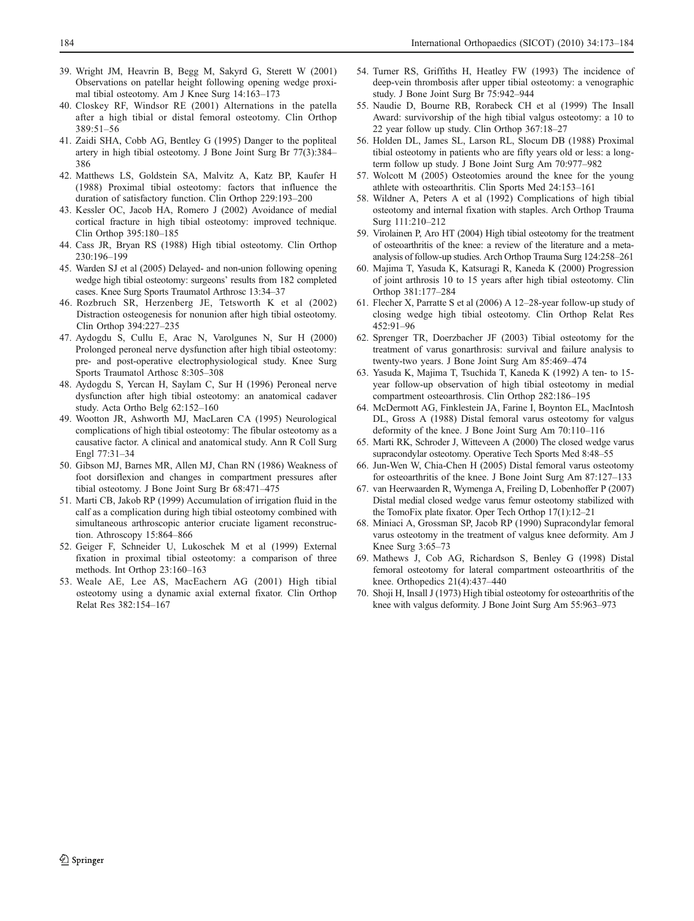39. Wright JM, Heavrin B, Begg M, Sakyrd G, Sterett W (2001) Observations on patellar height following opening wedge proximal tibial osteotomy. Am J Knee Surg 14:163–173
40. Closkey RF, Windsor RE (2001) Alternations in the patella after a high tibial or distal femoral osteotomy. Clin Orthop 389:51–56
41. Zaidi SHA, Cobb AG, Bentley G (1995) Danger to the popliteal artery in high tibial osteotomy. J Bone Joint Surg Br 77(3):384–386
42. Matthews LS, Goldstein SA, Malvitz A, Katz BP, Kaufer H (1988) Proximal tibial osteotomy: factors that influence the duration of satisfactory function. Clin Orthop 229:193–200
43. Kessler OC, Jacob HA, Romero J (2002) Avoidance of medial cortical fracture in high tibial osteotomy: improved technique. Clin Orthop 395:180–185
44. Cass JR, Bryan RS (1988) High tibial osteotomy. Clin Orthop 230:196–199
45. Warden SJ et al (2005) Delayed- and non-union following opening wedge high tibial osteotomy: surgeons' results from 182 completed cases. Knee Surg Sports Traumatol Arthrosc 13:34–37
46. Rozbruch SR, Herzenberg JE, Tetsworth K et al (2002) Distraction osteogenesis for nonunion after high tibial osteotomy. Clin Orthop 394:227–235
47. Aydogdu S, Cullu E, Arac N, Varolgunes N, Sur H (2000) Prolonged peroneal nerve dysfunction after high tibial osteotomy: pre- and post-operative electrophysiological study. Knee Surg Sports Traumatol Arthosc 8:305–308
48. Aydogdu S, Yercan H, Saylam C, Sur H (1996) Peroneal nerve dysfunction after high tibial osteotomy: an anatomical cadaver study. Acta Ortho Belg 62:152–160
49. Wootton JR, Ashworth MJ, MacLaren CA (1995) Neurological complications of high tibial osteotomy: The fibular osteotomy as a causative factor. A clinical and anatomical study. Ann R Coll Surg Engl 77:31–34
50. Gibson MJ, Barnes MR, Allen MJ, Chan RN (1986) Weakness of foot dorsiflexion and changes in compartment pressures after tibial osteotomy. J Bone Joint Surg Br 68:471–475
51. Marti CB, Jakob RP (1999) Accumulation of irrigation fluid in the calf as a complication during high tibial osteotomy combined with simultaneous arthroscopic anterior cruciate ligament reconstruction. Athroscopy 15:864–866
52. Geiger F, Schneider U, Lukoschek M et al (1999) External fixation in proximal tibial osteotomy: a comparison of three methods. Int Orthop 23:160–163
53. Weale AE, Lee AS, MacEachern AG (2001) High tibial osteotomy using a dynamic axial external fixator. Clin Orthop Relat Res 382:154–167
54. Turner RS, Griffiths H, Heatley FW (1993) The incidence of deep-vein thrombosis after upper tibial osteotomy: a venographic study. J Bone Joint Surg Br 75:942–944
55. Naudie D, Bourne RB, Rorabeck CH et al (1999) The Insall Award: survivorship of the high tibial valgus osteotomy: a 10 to 22 year follow up study. Clin Orthop 367:18–27
56. Holden DL, James SL, Larson RL, Slocum DB (1988) Proximal tibial osteotomy in patients who are fifty years old or less: a long-term follow up study. J Bone Joint Surg Am 70:977–982
57. Wolcott M (2005) Osteotomies around the knee for the young athlete with osteoarthritis. Clin Sports Med 24:153–161
58. Wildner A, Peters A et al (1992) Complications of high tibial osteotomy and internal fixation with staples. Arch Orthop Trauma Surg 111:210–212
59. Virolainen P, Aro HT (2004) High tibial osteotomy for the treatment of osteoarthritis of the knee: a review of the literature and a meta-analysis of follow-up studies. Arch Orthop Trauma Surg 124:258–261
60. Majima T, Yasuda K, Katsuragi R, Kaneda K (2000) Progression of joint arthrosis 10 to 15 years after high tibial osteotomy. Clin Orthop 381:177–284
61. Flecher X, Parratte S et al (2006) A 12–28-year follow-up study of closing wedge high tibial osteotomy. Clin Orthop Relat Res 452:91–96
62. Sprenger TR, Doerzbacher JF (2003) Tibial osteotomy for the treatment of varus gonarthrosis: survival and failure analysis to twenty-two years. J Bone Joint Surg Am 85:469–474
63. Yasuda K, Majima T, Tsuchida T, Kaneda K (1992) A ten- to 15-year follow-up observation of high tibial osteotomy in medial compartment osteoarthrosis. Clin Orthop 282:186–195
64. McDermott AG, Finklestein JA, Farine I, Boynton EL, MacIntosh DL, Gross A (1988) Distal femoral varus osteotomy for valgus deformity of the knee. J Bone Joint Surg Am 70:110–116
65. Marti RK, Schroder J, Witteveen A (2000) The closed wedge varus supracondylar osteotomy. Operative Tech Sports Med 8:48–55
66. Jun-Wen W, Chia-Chen H (2005) Distal femoral varus osteotomy for osteoarthritis of the knee. J Bone Joint Surg Am 87:127–133
67. van Heerwaarden R, Wymenga A, Freiling D, Lobenhoffer P (2007) Distal medial closed wedge varus femur osteotomy stabilized with the TomoFix plate fixator. Oper Tech Orthop 17(1):12–21
68. Miniaci A, Grossman SP, Jacob RP (1990) Supracondylar femoral varus osteotomy in the treatment of valgus knee deformity. Am J Knee Surg 3:65–73
69. Mathews J, Cob AG, Richardson S, Benley G (1998) Distal femoral osteotomy for lateral compartment osteoarthritis of the knee. Orthopedics 21(4):437–440
70. Shoji H, Insall J (1973) High tibial osteotomy for osteoarthritis of the knee with valgus deformity. J Bone Joint Surg Am 55:963–973